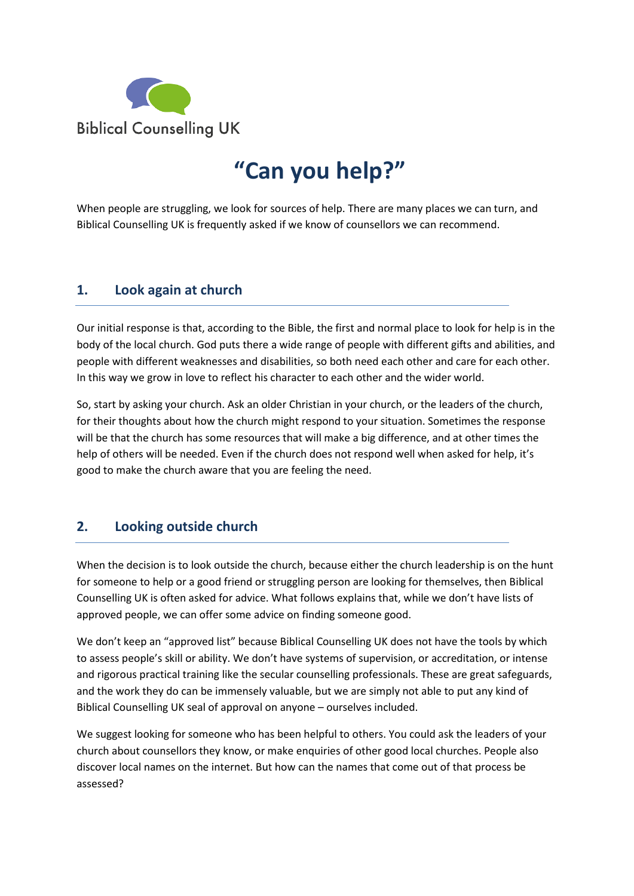Biblical Counselling UK

# "Can you help?"

When people are struggling, we look for sources of help. There are many places we can turn, and Biblical Counselling UK is frequently asked if we know of counsellors we can recommend.

## 1. Look again at church

Our initial response is that, according to the Bible, the first and normal place to look for help is in the body of the local church. God puts there a wide range of people with different gifts and abilities, and people with different weaknesses and disabilities, so both need each other and care for each other. In this way we grow in love to reflect his character to each other and the wider world.

So, start by asking your church. Ask an older Christian in your church, or the leaders of the church, for their thoughts about how the church might respond to your situation. Sometimes the response will be that the church has some resources that will make a big difference, and at other times the help of others will be needed. Even if the church does not respond well when asked for help, it's good to make the church aware that you are feeling the need.

## 2. Looking outside church

When the decision is to look outside the church, because either the church leadership is on the hunt for someone to help or a good friend or struggling person are looking for themselves, then Biblical Counselling UK is often asked for advice. What follows explains that, while we don't have lists of approved people, we can offer some advice on finding someone good.

We don't keep an "approved list" because Biblical Counselling UK does not have the tools by which to assess people's skill or ability. We don't have systems of supervision, or accreditation, or intense and rigorous practical training like the secular counselling professionals. These are great safeguards, and the work they do can be immensely valuable, but we are simply not able to put any kind of Biblical Counselling UK seal of approval on anyone – ourselves included.

We suggest looking for someone who has been helpful to others. You could ask the leaders of your church about counsellors they know, or make enquiries of other good local churches. People also discover local names on the internet. But how can the names that come out of that process be assessed?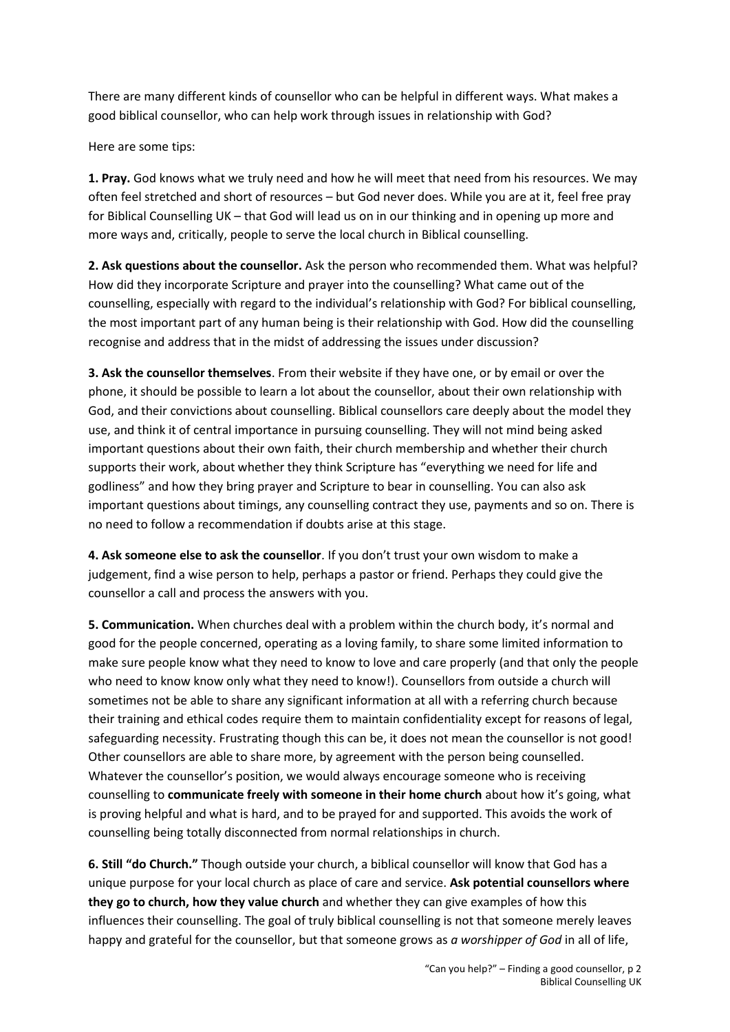There are many different kinds of counsellor who can be helpful in different ways. What makes a good biblical counsellor, who can help work through issues in relationship with God?

Here are some tips:

**1. Pray.** God knows what we truly need and how he will meet that need from his resources. We may often feel stretched and short of resources – but God never does. While you are at it, feel free pray for Biblical Counselling UK – that God will lead us on in our thinking and in opening up more and more ways and, critically, people to serve the local church in Biblical counselling.

**2. Ask questions about the counsellor.** Ask the person who recommended them. What was helpful? How did they incorporate Scripture and prayer into the counselling? What came out of the counselling, especially with regard to the individual's relationship with God? For biblical counselling, the most important part of any human being is their relationship with God. How did the counselling recognise and address that in the midst of addressing the issues under discussion?

**3. Ask the counsellor themselves**. From their website if they have one, or by email or over the phone, it should be possible to learn a lot about the counsellor, about their own relationship with God, and their convictions about counselling. Biblical counsellors care deeply about the model they use, and think it of central importance in pursuing counselling. They will not mind being asked important questions about their own faith, their church membership and whether their church supports their work, about whether they think Scripture has "everything we need for life and godliness" and how they bring prayer and Scripture to bear in counselling. You can also ask important questions about timings, any counselling contract they use, payments and so on. There is no need to follow a recommendation if doubts arise at this stage.

**4. Ask someone else to ask the counsellor**. If you don't trust your own wisdom to make a judgement, find a wise person to help, perhaps a pastor or friend. Perhaps they could give the counsellor a call and process the answers with you.

**5. Communication.** When churches deal with a problem within the church body, it's normal and good for the people concerned, operating as a loving family, to share some limited information to make sure people know what they need to know to love and care properly (and that only the people who need to know know only what they need to know!). Counsellors from outside a church will sometimes not be able to share any significant information at all with a referring church because their training and ethical codes require them to maintain confidentiality except for reasons of legal, safeguarding necessity. Frustrating though this can be, it does not mean the counsellor is not good! Other counsellors are able to share more, by agreement with the person being counselled. Whatever the counsellor's position, we would always encourage someone who is receiving counselling to **communicate freely with someone in their home church** about how it's going, what is proving helpful and what is hard, and to be prayed for and supported. This avoids the work of counselling being totally disconnected from normal relationships in church.

**6. Still "do Church."** Though outside your church, a biblical counsellor will know that God has a unique purpose for your local church as place of care and service. **Ask potential counsellors where they go to church, how they value church** and whether they can give examples of how this influences their counselling. The goal of truly biblical counselling is not that someone merely leaves happy and grateful for the counsellor, but that someone grows as *a worshipper of God* in all of life,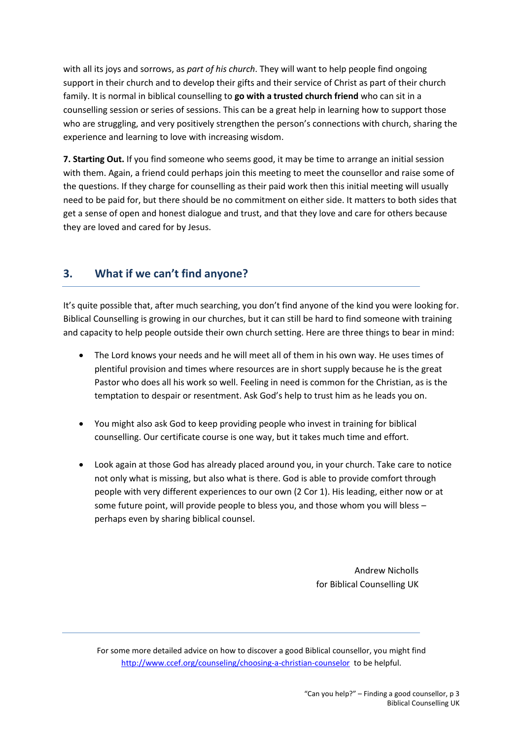with all its joys and sorrows, as *part of his church*. They will want to help people find ongoing support in their church and to develop their gifts and their service of Christ as part of their church family. It is normal in biblical counselling to **go with a trusted church friend** who can sit in a counselling session or series of sessions. This can be a great help in learning how to support those who are struggling, and very positively strengthen the person's connections with church, sharing the experience and learning to love with increasing wisdom.

**7. Starting Out.** If you find someone who seems good, it may be time to arrange an initial session with them. Again, a friend could perhaps join this meeting to meet the counsellor and raise some of the questions. If they charge for counselling as their paid work then this initial meeting will usually need to be paid for, but there should be no commitment on either side. It matters to both sides that get a sense of open and honest dialogue and trust, and that they love and care for others because they are loved and cared for by Jesus.

## 3. What if we can't find anyone?

It's quite possible that, after much searching, you don't find anyone of the kind you were looking for. Biblical Counselling is growing in our churches, but it can still be hard to find someone with training and capacity to help people outside their own church setting. Here are three things to bear in mind:

- The Lord knows your needs and he will meet all of them in his own way. He uses times of plentiful provision and times where resources are in short supply because he is the great Pastor who does all his work so well. Feeling in need is common for the Christian, as is the temptation to despair or resentment. Ask God's help to trust him as he leads you on.

- You might also ask God to keep providing people who invest in training for biblical counselling. Our certificate course is one way, but it takes much time and effort.

- Look again at those God has already placed around you, in your church. Take care to notice not only what is missing, but also what is there. God is able to provide comfort through people with very different experiences to our own (2 Cor 1). His leading, either now or at some future point, will provide people to bless you, and those whom you will bless – perhaps even by sharing biblical counsel.

Andrew Nicholls
for Biblical Counselling UK

---

For some more detailed advice on how to discover a good Biblical counsellor, you might find http://www.ccef.org/counseling/choosing-a-christian-counselor to be helpful.